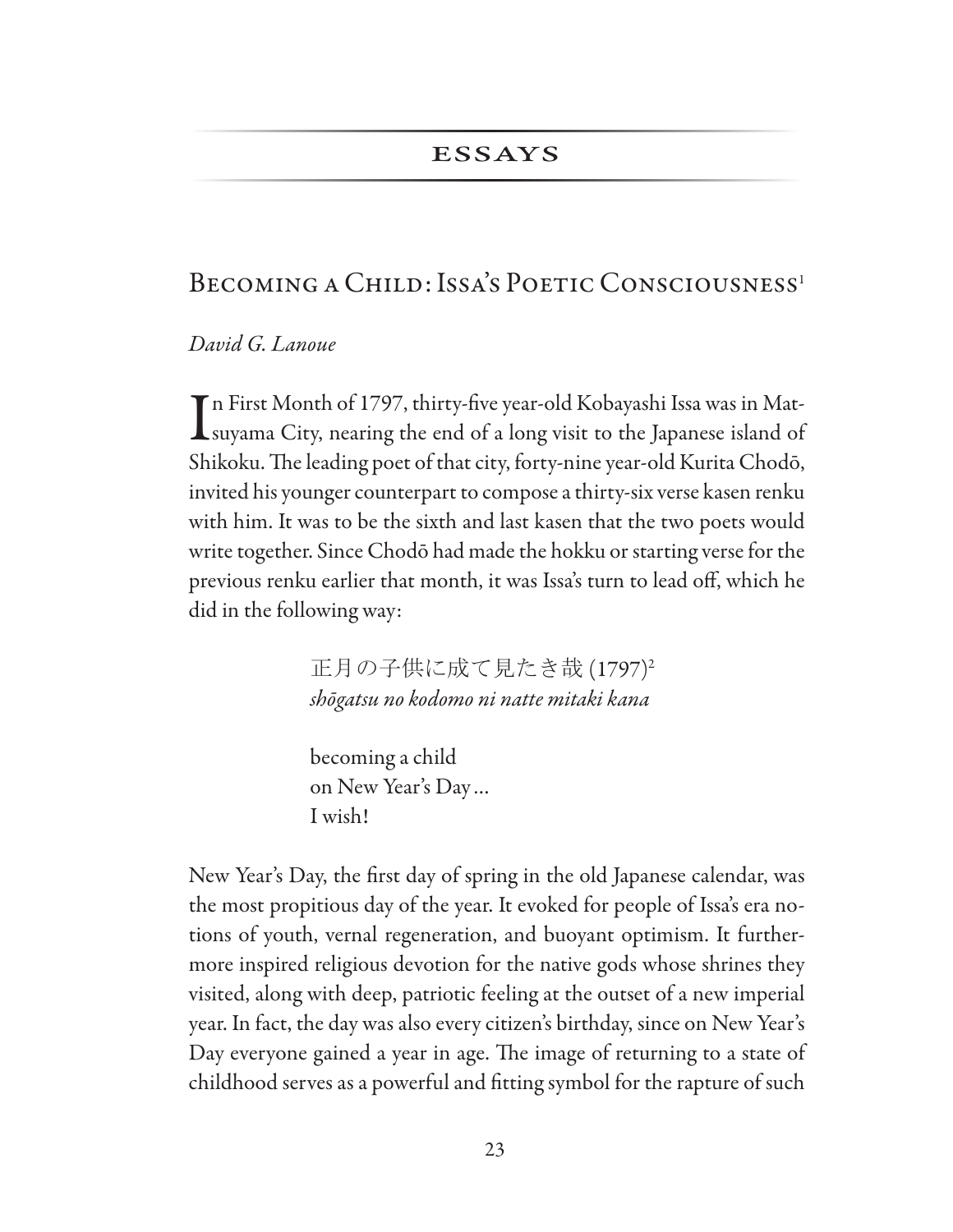ESSAYS

# Becoming a Child: Issa's Poetic Consciousness[1]

*David G. Lanoue*

In First Month of 1797, thirty-five year-old Kobayashi Issa was in Matsuyama City, nearing the end of a long visit to the Japanese island of Shikoku. The leading poet of that city, forty-nine year-old Kurita Chodō, invited his younger counterpart to compose a thirty-six verse kasen renku with him. It was to be the sixth and last kasen that the two poets would write together. Since Chodō had made the hokku or starting verse for the previous renku earlier that month, it was Issa's turn to lead off, which he did in the following way:

> 正月の子供に成て見たき哉 (1797)[2]
> *shōgatsu no kodomo ni natte mitaki kana*
>
> becoming a child
> on New Year's Day…
> I wish!

New Year's Day, the first day of spring in the old Japanese calendar, was the most propitious day of the year. It evoked for people of Issa's era notions of youth, vernal regeneration, and buoyant optimism. It furthermore inspired religious devotion for the native gods whose shrines they visited, along with deep, patriotic feeling at the outset of a new imperial year. In fact, the day was also every citizen's birthday, since on New Year's Day everyone gained a year in age. The image of returning to a state of childhood serves as a powerful and fitting symbol for the rapture of such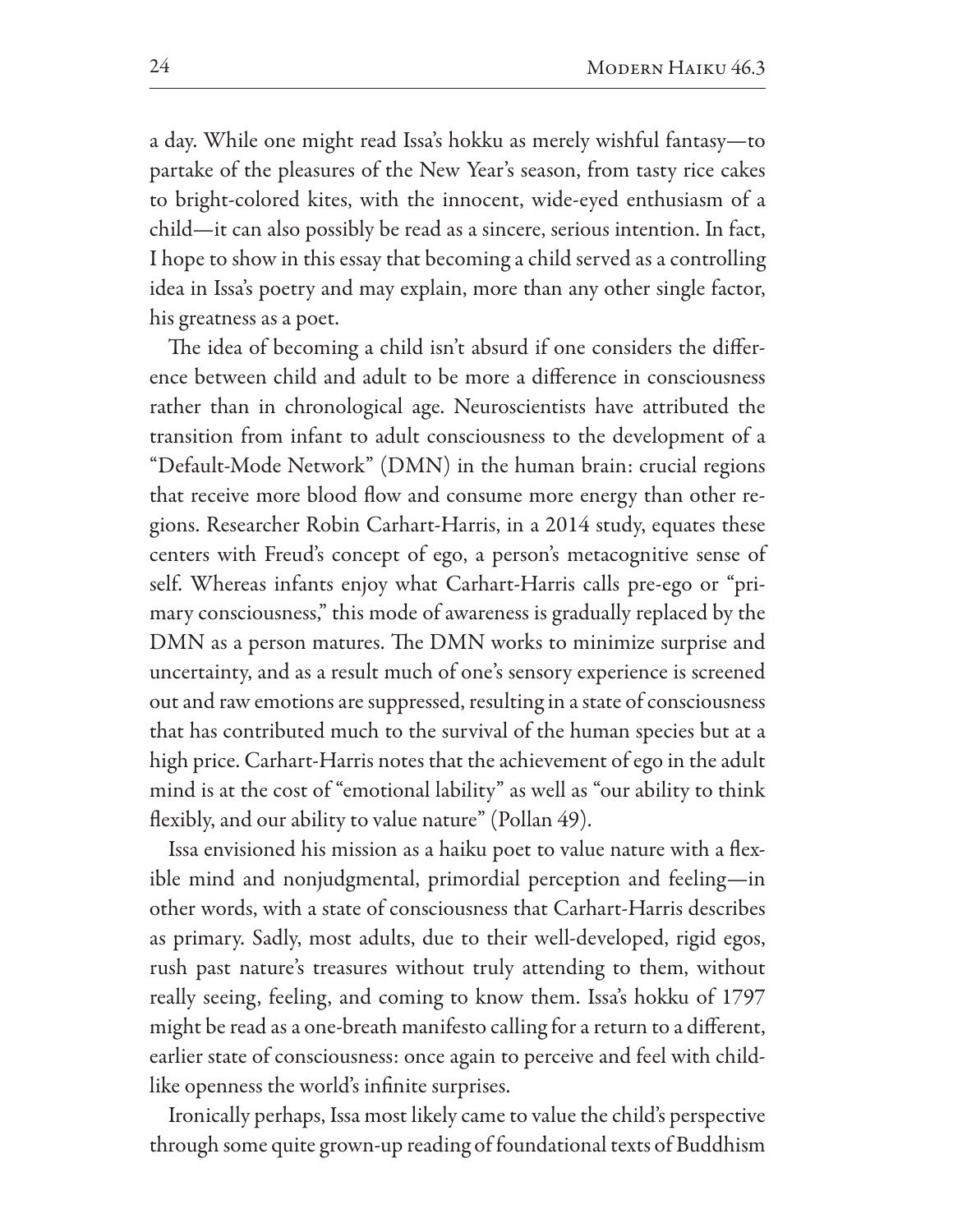a day. While one might read Issa's hokku as merely wishful fantasy—to partake of the pleasures of the New Year's season, from tasty rice cakes to bright-colored kites, with the innocent, wide-eyed enthusiasm of a child—it can also possibly be read as a sincere, serious intention. In fact, I hope to show in this essay that becoming a child served as a controlling idea in Issa's poetry and may explain, more than any other single factor, his greatness as a poet.

The idea of becoming a child isn't absurd if one considers the difference between child and adult to be more a difference in consciousness rather than in chronological age. Neuroscientists have attributed the transition from infant to adult consciousness to the development of a "Default-Mode Network" (DMN) in the human brain: crucial regions that receive more blood flow and consume more energy than other regions. Researcher Robin Carhart-Harris, in a 2014 study, equates these centers with Freud's concept of ego, a person's metacognitive sense of self. Whereas infants enjoy what Carhart-Harris calls pre-ego or "primary consciousness," this mode of awareness is gradually replaced by the DMN as a person matures. The DMN works to minimize surprise and uncertainty, and as a result much of one's sensory experience is screened out and raw emotions are suppressed, resulting in a state of consciousness that has contributed much to the survival of the human species but at a high price. Carhart-Harris notes that the achievement of ego in the adult mind is at the cost of "emotional lability" as well as "our ability to think flexibly, and our ability to value nature" (Pollan 49).

Issa envisioned his mission as a haiku poet to value nature with a flexible mind and nonjudgmental, primordial perception and feeling—in other words, with a state of consciousness that Carhart-Harris describes as primary. Sadly, most adults, due to their well-developed, rigid egos, rush past nature's treasures without truly attending to them, without really seeing, feeling, and coming to know them. Issa's hokku of 1797 might be read as a one-breath manifesto calling for a return to a different, earlier state of consciousness: once again to perceive and feel with childlike openness the world's infinite surprises.

Ironically perhaps, Issa most likely came to value the child's perspective through some quite grown-up reading of foundational texts of Buddhism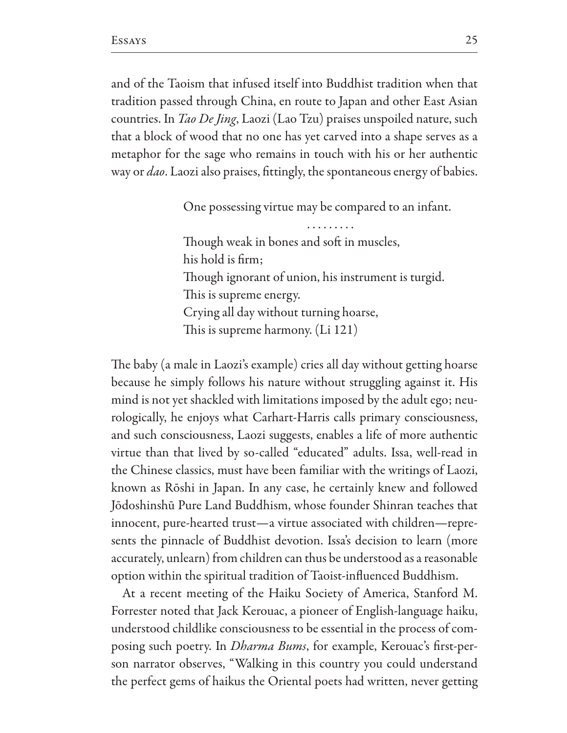and of the Taoism that infused itself into Buddhist tradition when that tradition passed through China, en route to Japan and other East Asian countries. In *Tao De Jing*, Laozi (Lao Tzu) praises unspoiled nature, such that a block of wood that no one has yet carved into a shape serves as a metaphor for the sage who remains in touch with his or her authentic way or *dao*. Laozi also praises, fittingly, the spontaneous energy of babies.

> One possessing virtue may be compared to an infant.
>
> .........
>
> Though weak in bones and soft in muscles,  
> his hold is firm;  
> Though ignorant of union, his instrument is turgid.  
> This is supreme energy.  
> Crying all day without turning hoarse,  
> This is supreme harmony. (Li 121)

The baby (a male in Laozi's example) cries all day without getting hoarse because he simply follows his nature without struggling against it. His mind is not yet shackled with limitations imposed by the adult ego; neurologically, he enjoys what Carhart-Harris calls primary consciousness, and such consciousness, Laozi suggests, enables a life of more authentic virtue than that lived by so-called "educated" adults. Issa, well-read in the Chinese classics, must have been familiar with the writings of Laozi, known as Rōshi in Japan. In any case, he certainly knew and followed Jōdoshinshū Pure Land Buddhism, whose founder Shinran teaches that innocent, pure-hearted trust—a virtue associated with children—represents the pinnacle of Buddhist devotion. Issa's decision to learn (more accurately, unlearn) from children can thus be understood as a reasonable option within the spiritual tradition of Taoist-influenced Buddhism.

At a recent meeting of the Haiku Society of America, Stanford M. Forrester noted that Jack Kerouac, a pioneer of English-language haiku, understood childlike consciousness to be essential in the process of composing such poetry. In *Dharma Bums*, for example, Kerouac's first-person narrator observes, "Walking in this country you could understand the perfect gems of haikus the Oriental poets had written, never getting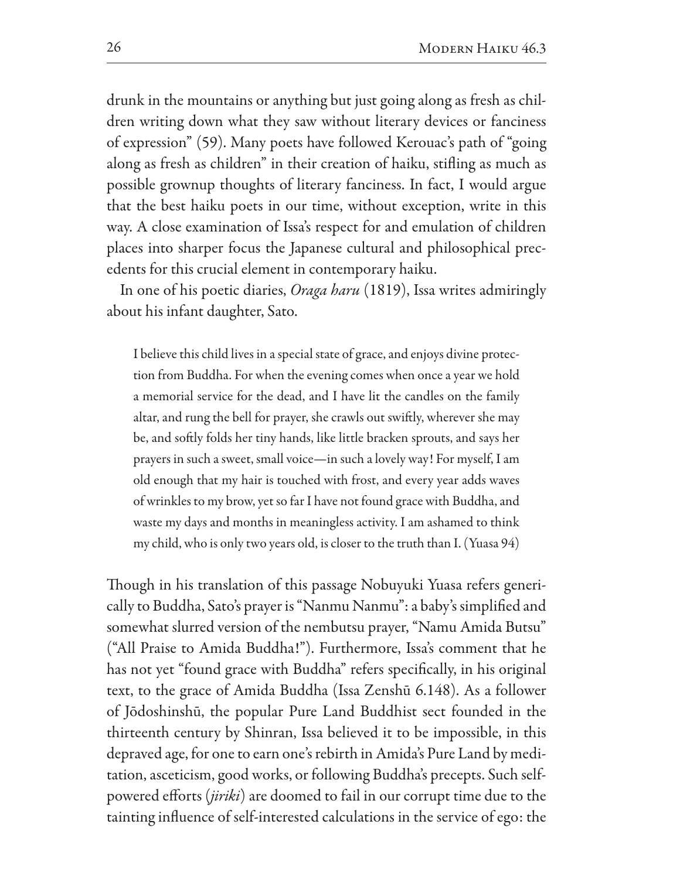drunk in the mountains or anything but just going along as fresh as children writing down what they saw without literary devices or fanciness of expression" (59). Many poets have followed Kerouac's path of "going along as fresh as children" in their creation of haiku, stifling as much as possible grownup thoughts of literary fanciness. In fact, I would argue that the best haiku poets in our time, without exception, write in this way. A close examination of Issa's respect for and emulation of children places into sharper focus the Japanese cultural and philosophical precedents for this crucial element in contemporary haiku.

In one of his poetic diaries, *Oraga haru* (1819), Issa writes admiringly about his infant daughter, Sato.

> I believe this child lives in a special state of grace, and enjoys divine protection from Buddha. For when the evening comes when once a year we hold a memorial service for the dead, and I have lit the candles on the family altar, and rung the bell for prayer, she crawls out swiftly, wherever she may be, and softly folds her tiny hands, like little bracken sprouts, and says her prayers in such a sweet, small voice—in such a lovely way! For myself, I am old enough that my hair is touched with frost, and every year adds waves of wrinkles to my brow, yet so far I have not found grace with Buddha, and waste my days and months in meaningless activity. I am ashamed to think my child, who is only two years old, is closer to the truth than I. (Yuasa 94)

Though in his translation of this passage Nobuyuki Yuasa refers generically to Buddha, Sato's prayer is "Nanmu Nanmu": a baby's simplified and somewhat slurred version of the nembutsu prayer, "Namu Amida Butsu" ("All Praise to Amida Buddha!"). Furthermore, Issa's comment that he has not yet "found grace with Buddha" refers specifically, in his original text, to the grace of Amida Buddha (Issa Zenshū 6.148). As a follower of Jōdoshinshū, the popular Pure Land Buddhist sect founded in the thirteenth century by Shinran, Issa believed it to be impossible, in this depraved age, for one to earn one's rebirth in Amida's Pure Land by meditation, asceticism, good works, or following Buddha's precepts. Such self-powered efforts (*jiriki*) are doomed to fail in our corrupt time due to the tainting influence of self-interested calculations in the service of ego: the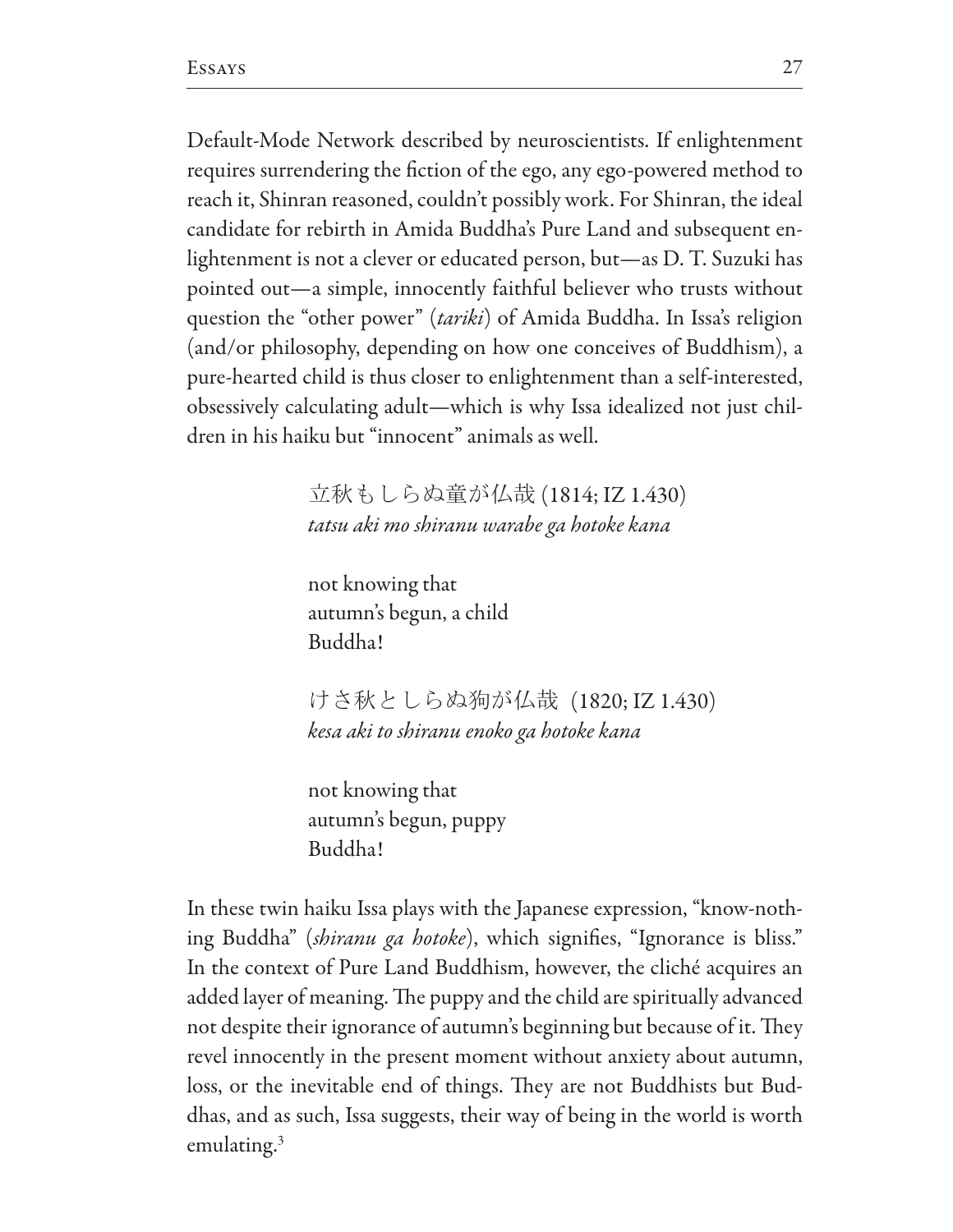Default-Mode Network described by neuroscientists. If enlightenment requires surrendering the fiction of the ego, any ego-powered method to reach it, Shinran reasoned, couldn't possibly work. For Shinran, the ideal candidate for rebirth in Amida Buddha's Pure Land and subsequent enlightenment is not a clever or educated person, but—as D. T. Suzuki has pointed out—a simple, innocently faithful believer who trusts without question the "other power" (*tariki*) of Amida Buddha. In Issa's religion (and/or philosophy, depending on how one conceives of Buddhism), a pure-hearted child is thus closer to enlightenment than a self-interested, obsessively calculating adult—which is why Issa idealized not just children in his haiku but "innocent" animals as well.

> 立秋もしらぬ童が仏哉 (1814; IZ 1.430)
> *tatsu aki mo shiranu warabe ga hotoke kana*
>
> not knowing that
> autumn's begun, a child
> Buddha!
>
> けさ秋としらぬ狗が仏哉 (1820; IZ 1.430)
> *kesa aki to shiranu enoko ga hotoke kana*
>
> not knowing that
> autumn's begun, puppy
> Buddha!

In these twin haiku Issa plays with the Japanese expression, "know-nothing Buddha" (*shiranu ga hotoke*), which signifies, "Ignorance is bliss." In the context of Pure Land Buddhism, however, the cliché acquires an added layer of meaning. The puppy and the child are spiritually advanced not despite their ignorance of autumn's beginning but because of it. They revel innocently in the present moment without anxiety about autumn, loss, or the inevitable end of things. They are not Buddhists but Buddhas, and as such, Issa suggests, their way of being in the world is worth emulating.[3]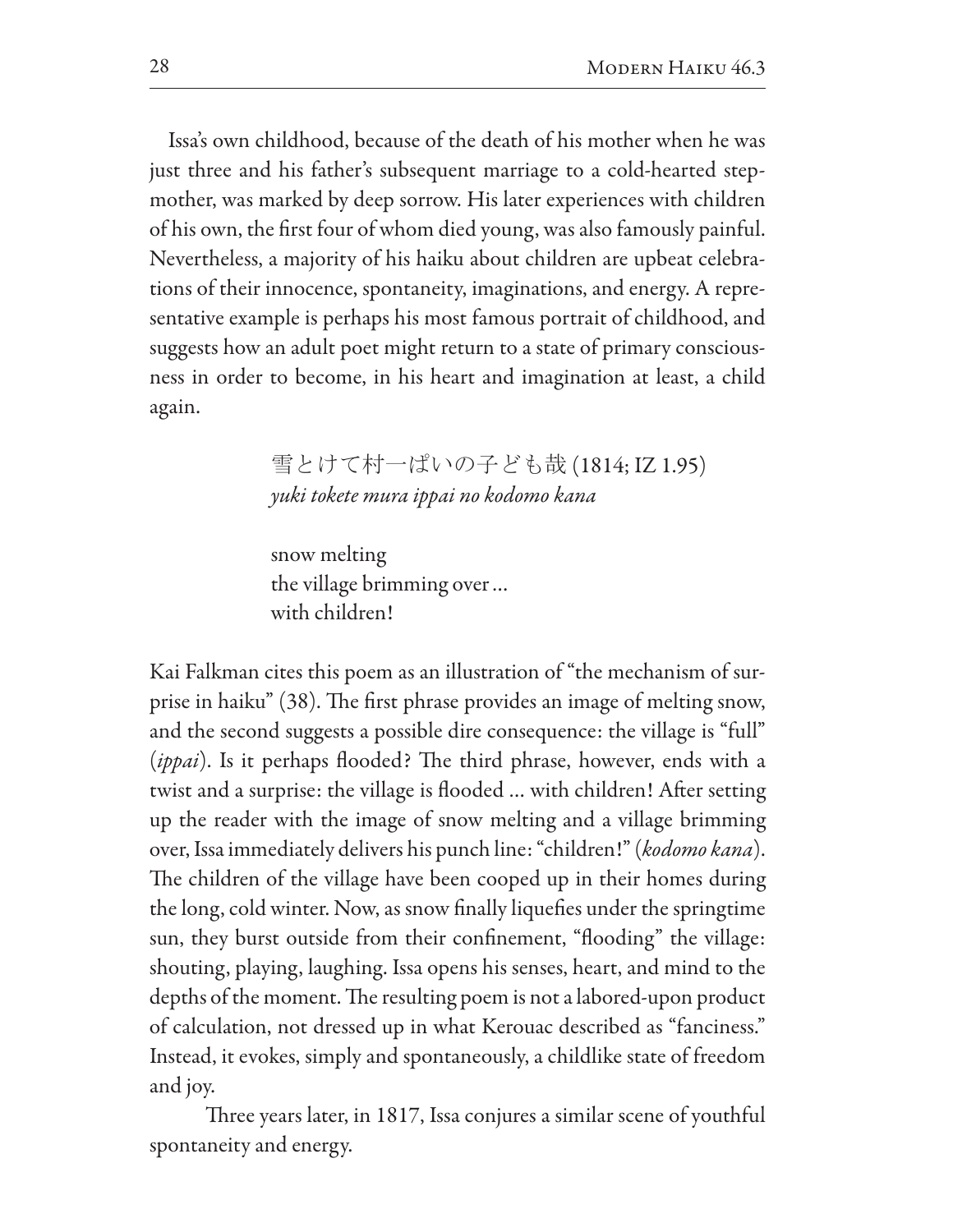Issa's own childhood, because of the death of his mother when he was just three and his father's subsequent marriage to a cold-hearted stepmother, was marked by deep sorrow. His later experiences with children of his own, the first four of whom died young, was also famously painful. Nevertheless, a majority of his haiku about children are upbeat celebrations of their innocence, spontaneity, imaginations, and energy. A representative example is perhaps his most famous portrait of childhood, and suggests how an adult poet might return to a state of primary consciousness in order to become, in his heart and imagination at least, a child again.

> 雪とけて村一ぱいの子ども哉 (1814; IZ 1.95)
> *yuki tokete mura ippai no kodomo kana*
>
> snow melting
> the village brimming over …
> with children!

Kai Falkman cites this poem as an illustration of "the mechanism of surprise in haiku" (38). The first phrase provides an image of melting snow, and the second suggests a possible dire consequence: the village is "full" (*ippai*). Is it perhaps flooded? The third phrase, however, ends with a twist and a surprise: the village is flooded … with children! After setting up the reader with the image of snow melting and a village brimming over, Issa immediately delivers his punch line: "children!" (*kodomo kana*). The children of the village have been cooped up in their homes during the long, cold winter. Now, as snow finally liquefies under the springtime sun, they burst outside from their confinement, "flooding" the village: shouting, playing, laughing. Issa opens his senses, heart, and mind to the depths of the moment. The resulting poem is not a labored-upon product of calculation, not dressed up in what Kerouac described as "fanciness." Instead, it evokes, simply and spontaneously, a childlike state of freedom and joy.

Three years later, in 1817, Issa conjures a similar scene of youthful spontaneity and energy.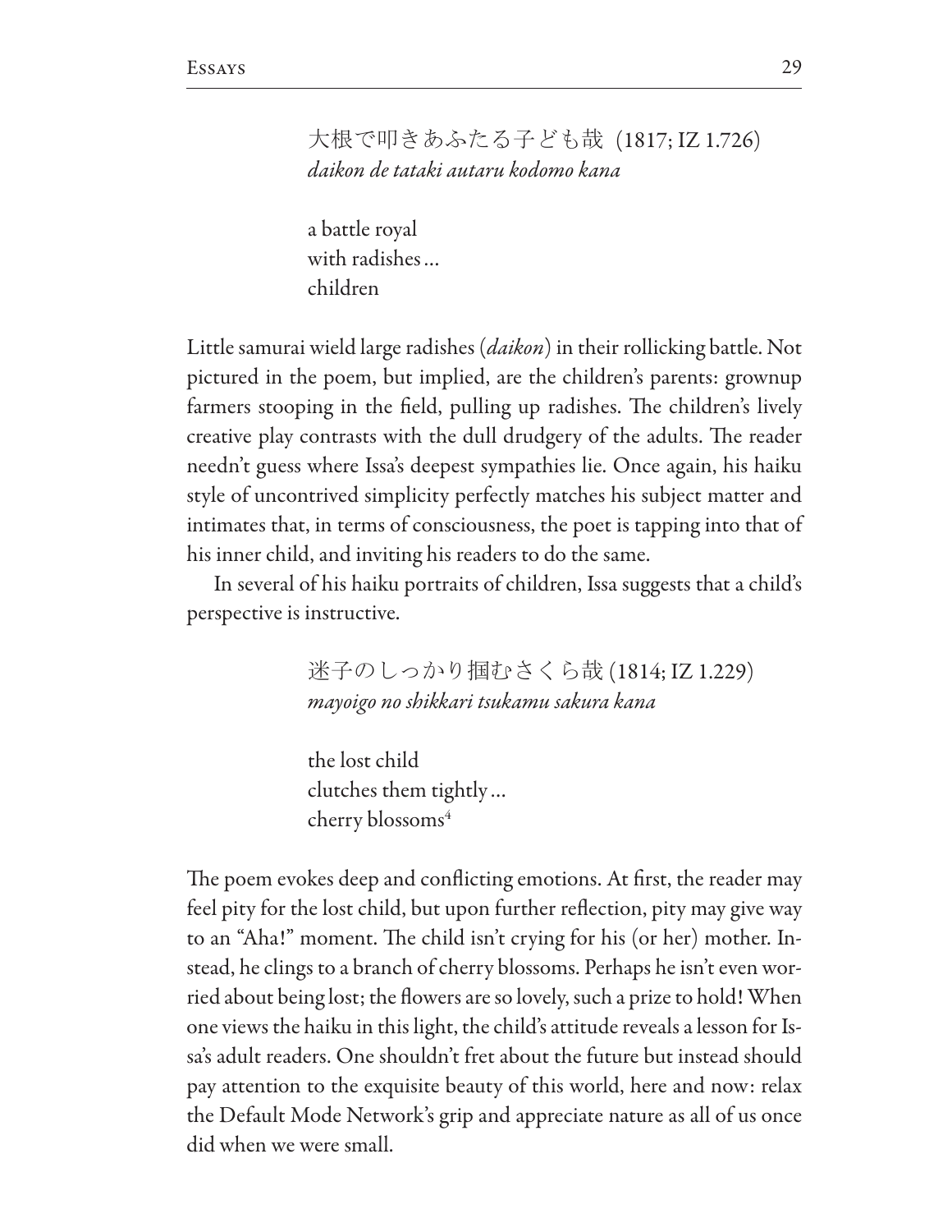大根で叩きあふたる子ども哉 (1817; IZ 1.726)
*daikon de tataki autaru kodomo kana*

a battle royal
with radishes…
children

Little samurai wield large radishes (*daikon*) in their rollicking battle. Not pictured in the poem, but implied, are the children's parents: grownup farmers stooping in the field, pulling up radishes. The children's lively creative play contrasts with the dull drudgery of the adults. The reader needn't guess where Issa's deepest sympathies lie. Once again, his haiku style of uncontrived simplicity perfectly matches his subject matter and intimates that, in terms of consciousness, the poet is tapping into that of his inner child, and inviting his readers to do the same.

In several of his haiku portraits of children, Issa suggests that a child's perspective is instructive.

迷子のしっかり掴むさくら哉 (1814; IZ 1.229)
*mayoigo no shikkari tsukamu sakura kana*

the lost child
clutches them tightly…
cherry blossoms[4]

The poem evokes deep and conflicting emotions. At first, the reader may feel pity for the lost child, but upon further reflection, pity may give way to an "Aha!" moment. The child isn't crying for his (or her) mother. Instead, he clings to a branch of cherry blossoms. Perhaps he isn't even worried about being lost; the flowers are so lovely, such a prize to hold! When one views the haiku in this light, the child's attitude reveals a lesson for Issa's adult readers. One shouldn't fret about the future but instead should pay attention to the exquisite beauty of this world, here and now: relax the Default Mode Network's grip and appreciate nature as all of us once did when we were small.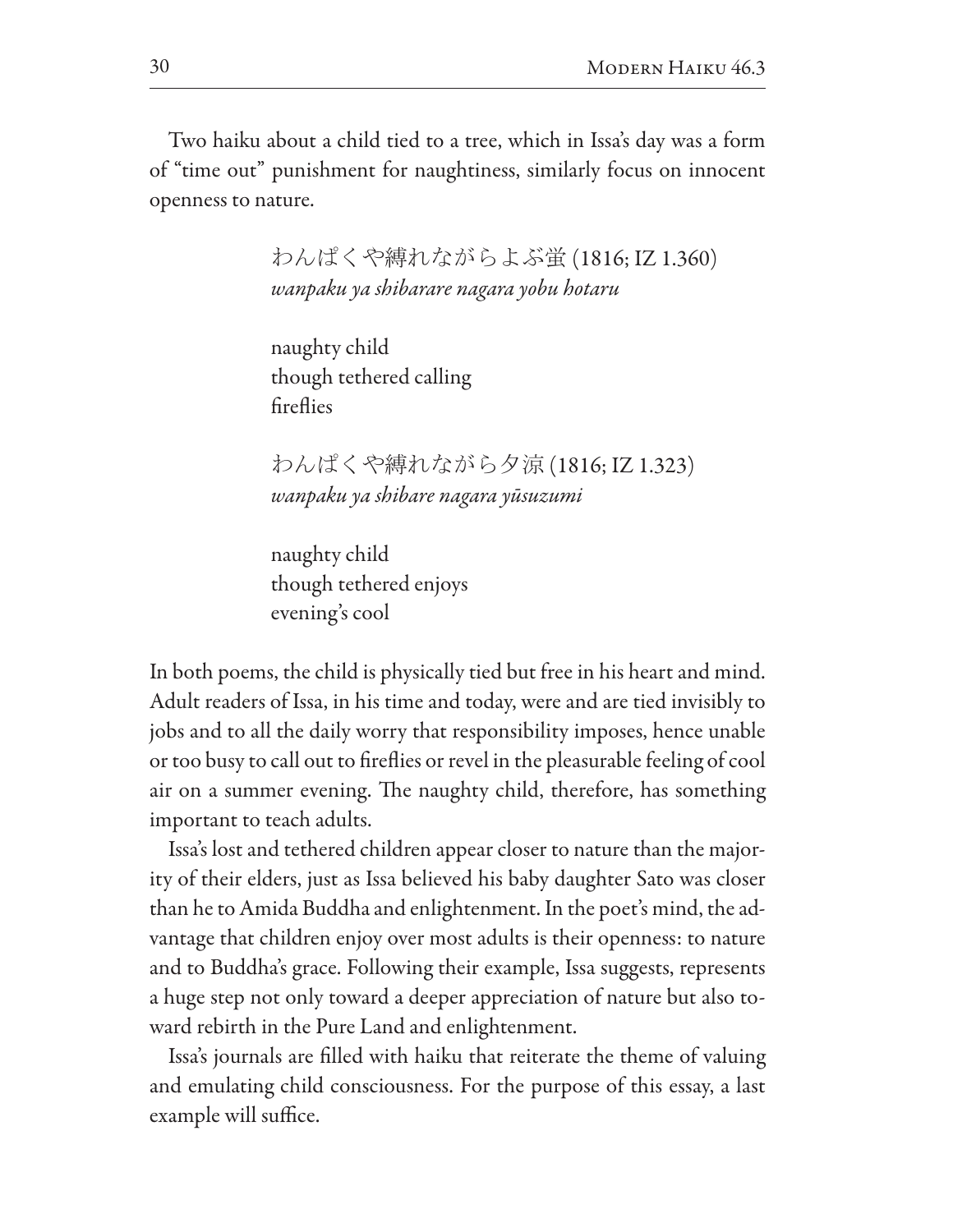Two haiku about a child tied to a tree, which in Issa's day was a form of "time out" punishment for naughtiness, similarly focus on innocent openness to nature.

> わんぱくや縛れながらよぶ蛍 (1816; IZ 1.360)
> *wanpaku ya shibarare nagara yobu hotaru*
>
> naughty child
> though tethered calling
> fireflies
>
> わんぱくや縛れながら夕涼 (1816; IZ 1.323)
> *wanpaku ya shibare nagara yūsuzumi*
>
> naughty child
> though tethered enjoys
> evening's cool

In both poems, the child is physically tied but free in his heart and mind. Adult readers of Issa, in his time and today, were and are tied invisibly to jobs and to all the daily worry that responsibility imposes, hence unable or too busy to call out to fireflies or revel in the pleasurable feeling of cool air on a summer evening. The naughty child, therefore, has something important to teach adults.

Issa's lost and tethered children appear closer to nature than the majority of their elders, just as Issa believed his baby daughter Sato was closer than he to Amida Buddha and enlightenment. In the poet's mind, the advantage that children enjoy over most adults is their openness: to nature and to Buddha's grace. Following their example, Issa suggests, represents a huge step not only toward a deeper appreciation of nature but also toward rebirth in the Pure Land and enlightenment.

Issa's journals are filled with haiku that reiterate the theme of valuing and emulating child consciousness. For the purpose of this essay, a last example will suffice.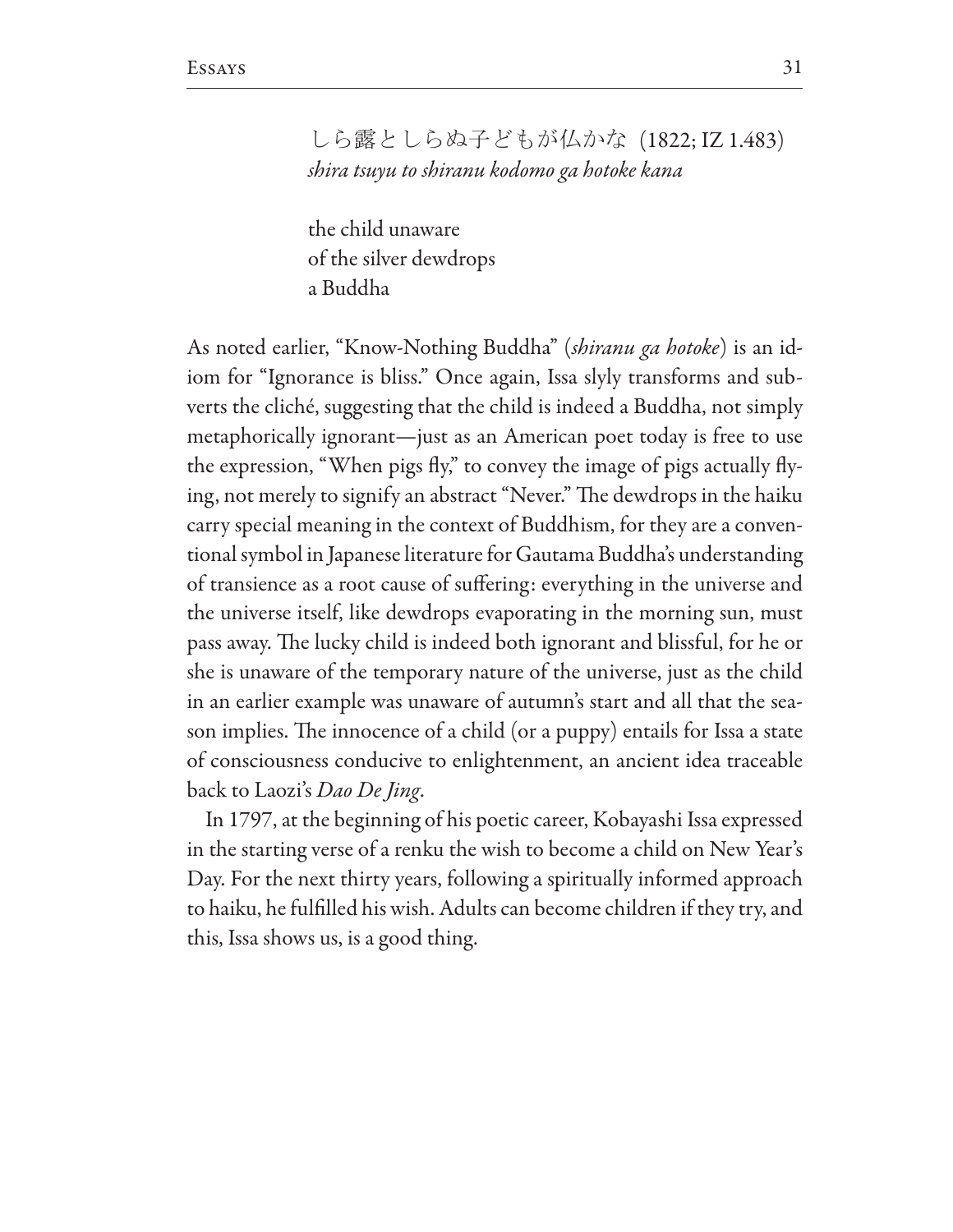しら露としらぬ子どもが仏かな（1822; IZ 1.483）
*shira tsuyu to shiranu kodomo ga hotoke kana*

the child unaware
of the silver dewdrops
a Buddha

As noted earlier, "Know-Nothing Buddha" (*shiranu ga hotoke*) is an idiom for "Ignorance is bliss." Once again, Issa slyly transforms and subverts the cliché, suggesting that the child is indeed a Buddha, not simply metaphorically ignorant—just as an American poet today is free to use the expression, "When pigs fly," to convey the image of pigs actually flying, not merely to signify an abstract "Never." The dewdrops in the haiku carry special meaning in the context of Buddhism, for they are a conventional symbol in Japanese literature for Gautama Buddha's understanding of transience as a root cause of suffering: everything in the universe and the universe itself, like dewdrops evaporating in the morning sun, must pass away. The lucky child is indeed both ignorant and blissful, for he or she is unaware of the temporary nature of the universe, just as the child in an earlier example was unaware of autumn's start and all that the season implies. The innocence of a child (or a puppy) entails for Issa a state of consciousness conducive to enlightenment, an ancient idea traceable back to Laozi's *Dao De Jing*.

In 1797, at the beginning of his poetic career, Kobayashi Issa expressed in the starting verse of a renku the wish to become a child on New Year's Day. For the next thirty years, following a spiritually informed approach to haiku, he fulfilled his wish. Adults can become children if they try, and this, Issa shows us, is a good thing.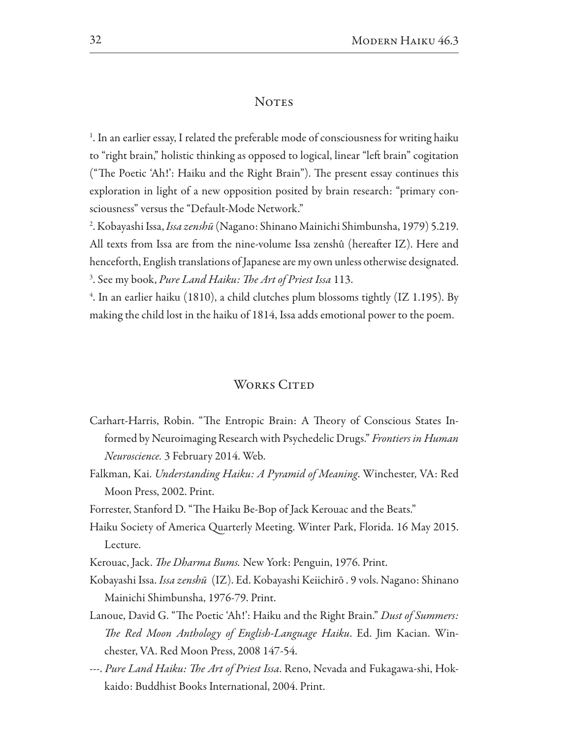## Notes

[1]. In an earlier essay, I related the preferable mode of consciousness for writing haiku to "right brain," holistic thinking as opposed to logical, linear "left brain" cogitation ("The Poetic 'Ah!': Haiku and the Right Brain"). The present essay continues this exploration in light of a new opposition posited by brain research: "primary consciousness" versus the "Default-Mode Network."

[2]. Kobayashi Issa, *Issa zenshū* (Nagano: Shinano Mainichi Shimbunsha, 1979) 5.219. All texts from Issa are from the nine-volume Issa zenshû (hereafter IZ). Here and henceforth, English translations of Japanese are my own unless otherwise designated.

[3]. See my book, *Pure Land Haiku: The Art of Priest Issa* 113.

[4]. In an earlier haiku (1810), a child clutches plum blossoms tightly (IZ 1.195). By making the child lost in the haiku of 1814, Issa adds emotional power to the poem.

## Works Cited

Carhart-Harris, Robin. "The Entropic Brain: A Theory of Conscious States Informed by Neuroimaging Research with Psychedelic Drugs." *Frontiers in Human Neuroscience*. 3 February 2014. Web.

Falkman, Kai. *Understanding Haiku: A Pyramid of Meaning*. Winchester, VA: Red Moon Press, 2002. Print.

Forrester, Stanford D. "The Haiku Be-Bop of Jack Kerouac and the Beats."

Haiku Society of America Quarterly Meeting. Winter Park, Florida. 16 May 2015. Lecture.

Kerouac, Jack. *The Dharma Bums.* New York: Penguin, 1976. Print.

Kobayashi Issa. *Issa zenshū* (IZ). Ed. Kobayashi Keiichirō . 9 vols. Nagano: Shinano Mainichi Shimbunsha, 1976-79. Print.

Lanoue, David G. "The Poetic 'Ah!': Haiku and the Right Brain." *Dust of Summers: The Red Moon Anthology of English-Language Haiku*. Ed. Jim Kacian. Winchester, VA. Red Moon Press, 2008 147-54.

---. *Pure Land Haiku: The Art of Priest Issa*. Reno, Nevada and Fukagawa-shi, Hokkaido: Buddhist Books International, 2004. Print.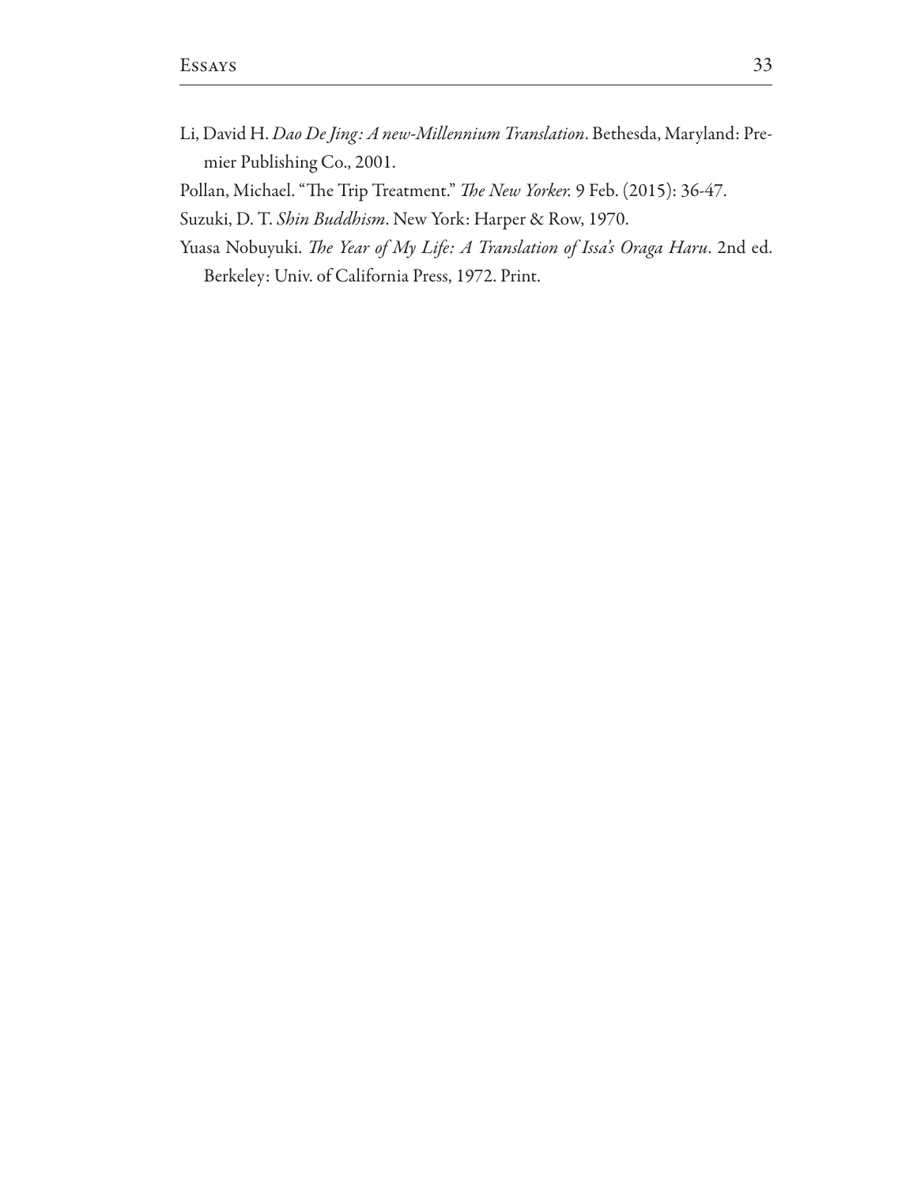Li, David H. *Dao De Jing: A new-Millennium Translation*. Bethesda, Maryland: Premier Publishing Co., 2001.

Pollan, Michael. "The Trip Treatment." *The New Yorker.* 9 Feb. (2015): 36-47.

Suzuki, D. T. *Shin Buddhism*. New York: Harper & Row, 1970.

Yuasa Nobuyuki. *The Year of My Life: A Translation of Issa's Oraga Haru*. 2nd ed. Berkeley: Univ. of California Press, 1972. Print.